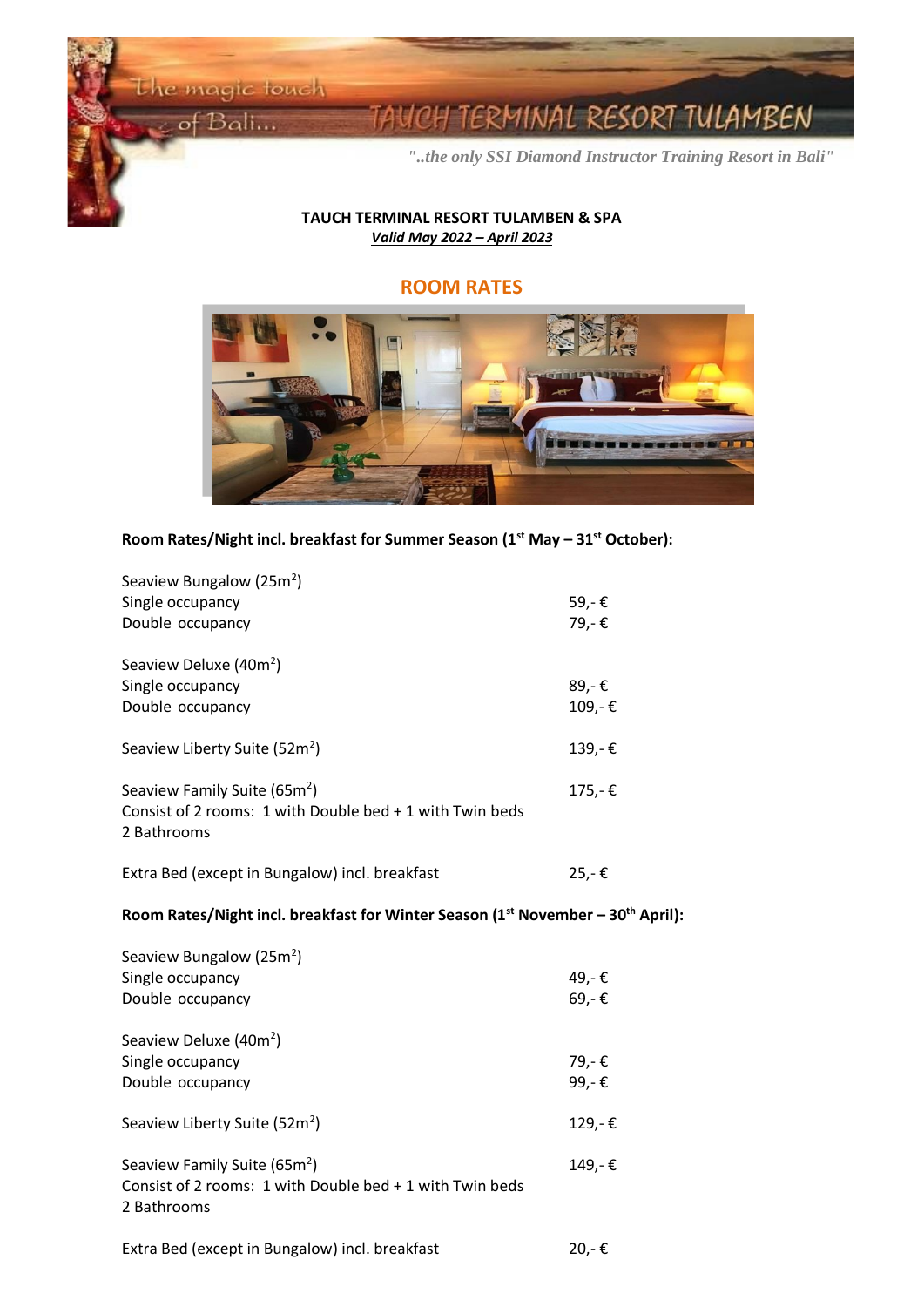The magic touch of Bali...

# TAUCH TERMINAL RESORT TULAMBEN

*"..the only SSI Diamond Instructor Training Resort in Bali"*

**TAUCH TERMINAL RESORT TULAMBEN & SPA**

***Valid May 2022 – April 2023***

## ROOM RATES

**Room Rates/Night incl. breakfast for Summer Season (1st May – 31st October):**

| | |
|---|---|
| Seaview Bungalow (25m$^2$) | |
| Single occupancy | 59,- € |
| Double occupancy | 79,- € |
| | |
| Seaview Deluxe (40m$^2$) | |
| Single occupancy | 89,- € |
| Double occupancy | 109,- € |
| | |
| Seaview Liberty Suite (52m$^2$) | 139,- € |
| | |
| Seaview Family Suite (65m$^2$)<br>Consist of 2 rooms: 1 with Double bed + 1 with Twin beds<br>2 Bathrooms | 175,- € |
| | |
| Extra Bed (except in Bungalow) incl. breakfast | 25,- € |

**Room Rates/Night incl. breakfast for Winter Season (1st November – 30th April):**

| | |
|---|---|
| Seaview Bungalow (25m$^2$) | |
| Single occupancy | 49,- € |
| Double occupancy | 69,- € |
| | |
| Seaview Deluxe (40m$^2$) | |
| Single occupancy | 79,- € |
| Double occupancy | 99,- € |
| | |
| Seaview Liberty Suite (52m$^2$) | 129,- € |
| | |
| Seaview Family Suite (65m$^2$)<br>Consist of 2 rooms: 1 with Double bed + 1 with Twin beds<br>2 Bathrooms | 149,- € |
| | |
| Extra Bed (except in Bungalow) incl. breakfast | 20,- € |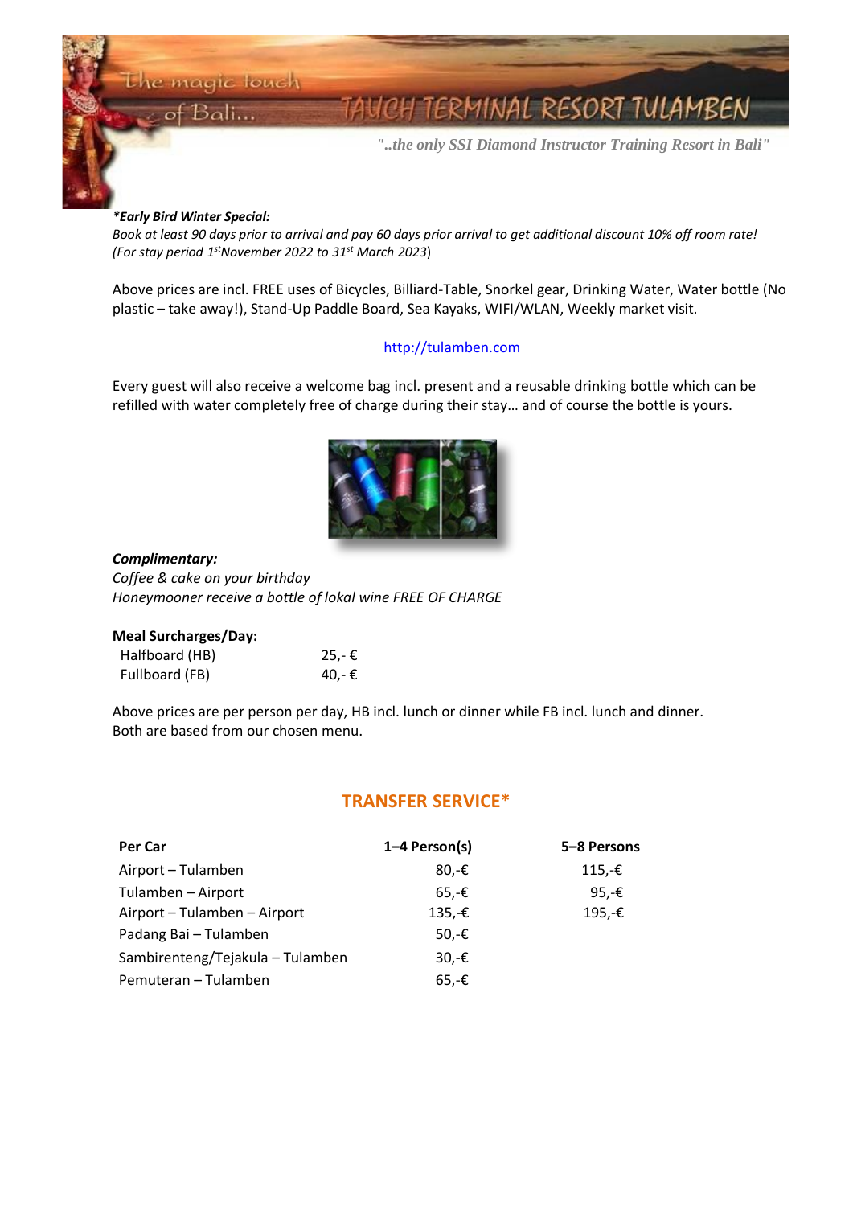*Early Bird Winter Special:*
*Book at least 90 days prior to arrival and pay 60 days prior arrival to get additional discount 10% off room rate! (For stay period 1st November 2022 to 31st March 2023)*

Above prices are incl. FREE uses of Bicycles, Billiard-Table, Snorkel gear, Drinking Water, Water bottle (No plastic – take away!), Stand-Up Paddle Board, Sea Kayaks, WIFI/WLAN, Weekly market visit.

http://tulamben.com

Every guest will also receive a welcome bag incl. present and a reusable drinking bottle which can be refilled with water completely free of charge during their stay… and of course the bottle is yours.

***Complimentary:***
*Coffee & cake on your birthday*
*Honeymooner receive a bottle of lokal wine FREE OF CHARGE*

**Meal Surcharges/Day:**

| | |
|---|---|
| Halfboard (HB) | 25,- € |
| Fullboard (FB) | 40,- € |

Above prices are per person per day, HB incl. lunch or dinner while FB incl. lunch and dinner. Both are based from our chosen menu.

## TRANSFER SERVICE*

| Per Car | 1–4 Person(s) | 5–8 Persons |
|---|---|---|
| Airport – Tulamben | 80,-€ | 115,-€ |
| Tulamben – Airport | 65,-€ | 95,-€ |
| Airport – Tulamben – Airport | 135,-€ | 195,-€ |
| Padang Bai – Tulamben | 50,-€ | |
| Sambirenteng/Tejakula – Tulamben | 30,-€ | |
| Pemuteran – Tulamben | 65,-€ | |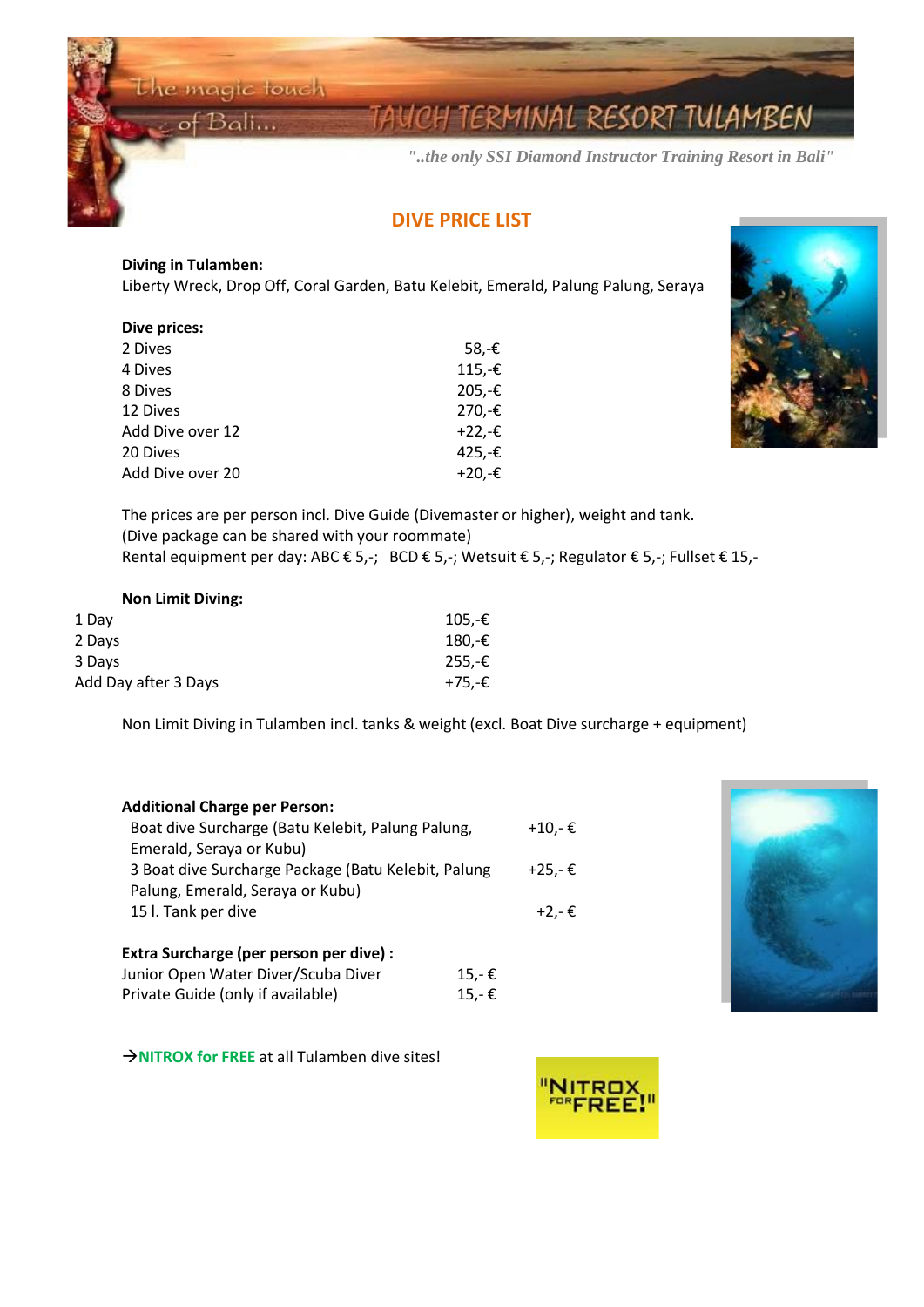The magic touch of Bali...

TAUCH TERMINAL RESORT TULAMBEN

*"..the only SSI Diamond Instructor Training Resort in Bali"*

## DIVE PRICE LIST

**Diving in Tulamben:**
Liberty Wreck, Drop Off, Coral Garden, Batu Kelebit, Emerald, Palung Palung, Seraya

**Dive prices:**

| | |
|---|---|
| 2 Dives | 58,-€ |
| 4 Dives | 115,-€ |
| 8 Dives | 205,-€ |
| 12 Dives | 270,-€ |
| Add Dive over 12 | +22,-€ |
| 20 Dives | 425,-€ |
| Add Dive over 20 | +20,-€ |

The prices are per person incl. Dive Guide (Divemaster or higher), weight and tank.
(Dive package can be shared with your roommate)
Rental equipment per day: ABC € 5,-; BCD € 5,-; Wetsuit € 5,-; Regulator € 5,-; Fullset € 15,-

**Non Limit Diving:**

| | |
|---|---|
| 1 Day | 105,-€ |
| 2 Days | 180,-€ |
| 3 Days | 255,-€ |
| Add Day after 3 Days | +75,-€ |

Non Limit Diving in Tulamben incl. tanks & weight (excl. Boat Dive surcharge + equipment)

**Additional Charge per Person:**

| | |
|---|---|
| Boat dive Surcharge (Batu Kelebit, Palung Palung, Emerald, Seraya or Kubu) | +10,- € |
| 3 Boat dive Surcharge Package (Batu Kelebit, Palung Palung, Emerald, Seraya or Kubu) | +25,- € |
| 15 l. Tank per dive | +2,- € |

**Extra Surcharge (per person per dive) :**

| | |
|---|---|
| Junior Open Water Diver/Scuba Diver | 15,- € |
| Private Guide (only if available) | 15,- € |

→**NITROX for FREE** at all Tulamben dive sites!

"NITROX FOR FREE!"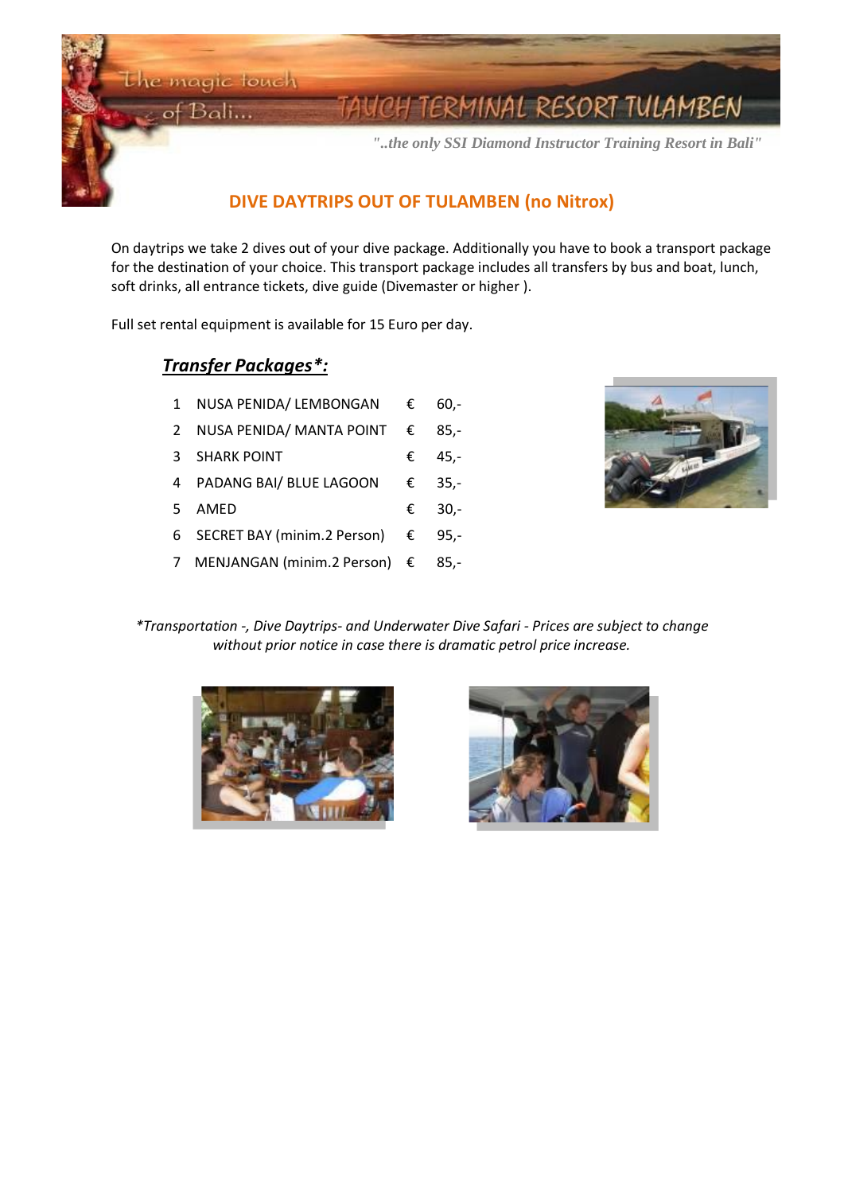# DIVE DAYTRIPS OUT OF TULAMBEN (no Nitrox)

On daytrips we take 2 dives out of your dive package. Additionally you have to book a transport package for the destination of your choice. This transport package includes all transfers by bus and boat, lunch, soft drinks, all entrance tickets, dive guide (Divemaster or higher ).

Full set rental equipment is available for 15 Euro per day.

## ***Transfer Packages*:***

| | | | |
|---|---|---|---|
| 1 | NUSA PENIDA/ LEMBONGAN | € | 60,- |
| 2 | NUSA PENIDA/ MANTA POINT | € | 85,- |
| 3 | SHARK POINT | € | 45,- |
| 4 | PADANG BAI/ BLUE LAGOON | € | 35,- |
| 5 | AMED | € | 30,- |
| 6 | SECRET BAY (minim.2 Person) | € | 95,- |
| 7 | MENJANGAN (minim.2 Person) | € | 85,- |

*\*Transportation -, Dive Daytrips- and Underwater Dive Safari - Prices are subject to change without prior notice in case there is dramatic petrol price increase.*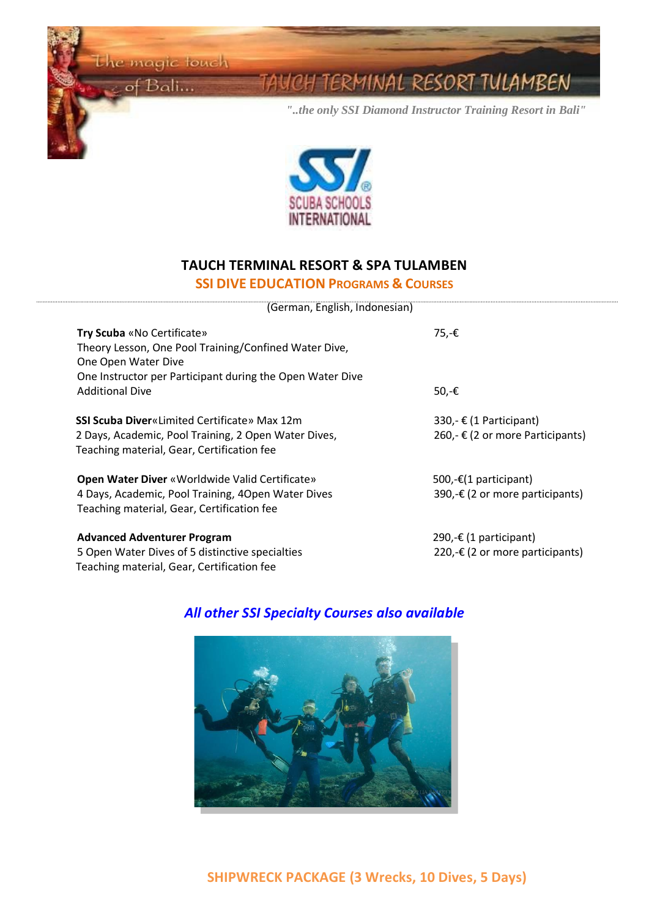# TAUCH TERMINAL RESORT & SPA TULAMBEN

## SSI DIVE EDUCATION PROGRAMS & COURSES

(German, English, Indonesian)

| Course | Price |
|---|---|
| **Try Scuba** «No Certificate»<br>Theory Lesson, One Pool Training/Confined Water Dive, One Open Water Dive<br>One Instructor per Participant during the Open Water Dive | 75,-€ |
| Additional Dive | 50,-€ |
| **SSI Scuba Diver**«Limited Certificate» Max 12m<br>2 Days, Academic, Pool Training, 2 Open Water Dives, Teaching material, Gear, Certification fee | 330,- € (1 Participant)<br>260,- € (2 or more Participants) |
| **Open Water Diver** «Worldwide Valid Certificate»<br>4 Days, Academic, Pool Training, 4Open Water Dives<br>Teaching material, Gear, Certification fee | 500,-€(1 participant)<br>390,-€ (2 or more participants) |
| **Advanced Adventurer Program**<br>5 Open Water Dives of 5 distinctive specialties<br>Teaching material, Gear, Certification fee | 290,-€ (1 participant)<br>220,-€ (2 or more participants) |

***All other SSI Specialty Courses also available***

## SHIPWRECK PACKAGE (3 Wrecks, 10 Dives, 5 Days)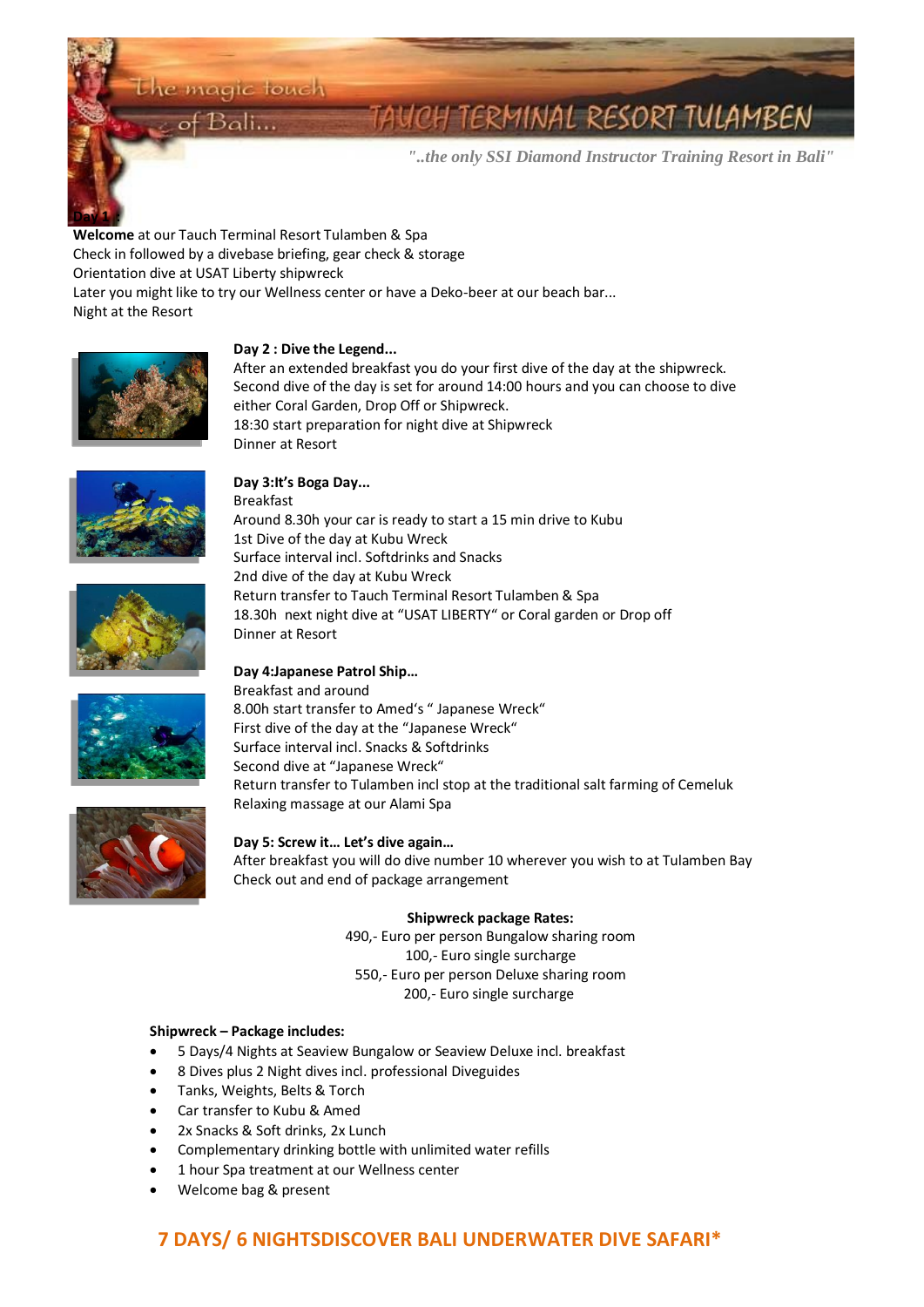The magic touch of Bali...

TAUCH TERMINAL RESORT TULAMBEN

*"..the only SSI Diamond Instructor Training Resort in Bali"*

**Day 1 :**

**Welcome** at our Tauch Terminal Resort Tulamben & Spa
Check in followed by a divebase briefing, gear check & storage
Orientation dive at USAT Liberty shipwreck
Later you might like to try our Wellness center or have a Deko-beer at our beach bar...
Night at the Resort

**Day 2 : Dive the Legend...**
After an extended breakfast you do your first dive of the day at the shipwreck.
Second dive of the day is set for around 14:00 hours and you can choose to dive either Coral Garden, Drop Off or Shipwreck.
18:30 start preparation for night dive at Shipwreck
Dinner at Resort

**Day 3:It's Boga Day...**
Breakfast
Around 8.30h your car is ready to start a 15 min drive to Kubu
1st Dive of the day at Kubu Wreck
Surface interval incl. Softdrinks and Snacks
2nd dive of the day at Kubu Wreck
Return transfer to Tauch Terminal Resort Tulamben & Spa
18.30h next night dive at "USAT LIBERTY" or Coral garden or Drop off
Dinner at Resort

**Day 4:Japanese Patrol Ship...**
Breakfast and around
8.00h start transfer to Amed's " Japanese Wreck"
First dive of the day at the "Japanese Wreck"
Surface interval incl. Snacks & Softdrinks
Second dive at "Japanese Wreck"
Return transfer to Tulamben incl stop at the traditional salt farming of Cemeluk
Relaxing massage at our Alami Spa

**Day 5: Screw it... Let's dive again...**
After breakfast you will do dive number 10 wherever you wish to at Tulamben Bay
Check out and end of package arrangement

**Shipwreck package Rates:**
490,- Euro per person Bungalow sharing room
100,- Euro single surcharge
550,- Euro per person Deluxe sharing room
200,- Euro single surcharge

**Shipwreck – Package includes:**

- 5 Days/4 Nights at Seaview Bungalow or Seaview Deluxe incl. breakfast
- 8 Dives plus 2 Night dives incl. professional Diveguides
- Tanks, Weights, Belts & Torch
- Car transfer to Kubu & Amed
- 2x Snacks & Soft drinks, 2x Lunch
- Complementary drinking bottle with unlimited water refills
- 1 hour Spa treatment at our Wellness center
- Welcome bag & present

## 7 DAYS/ 6 NIGHTSDISCOVER BALI UNDERWATER DIVE SAFARI*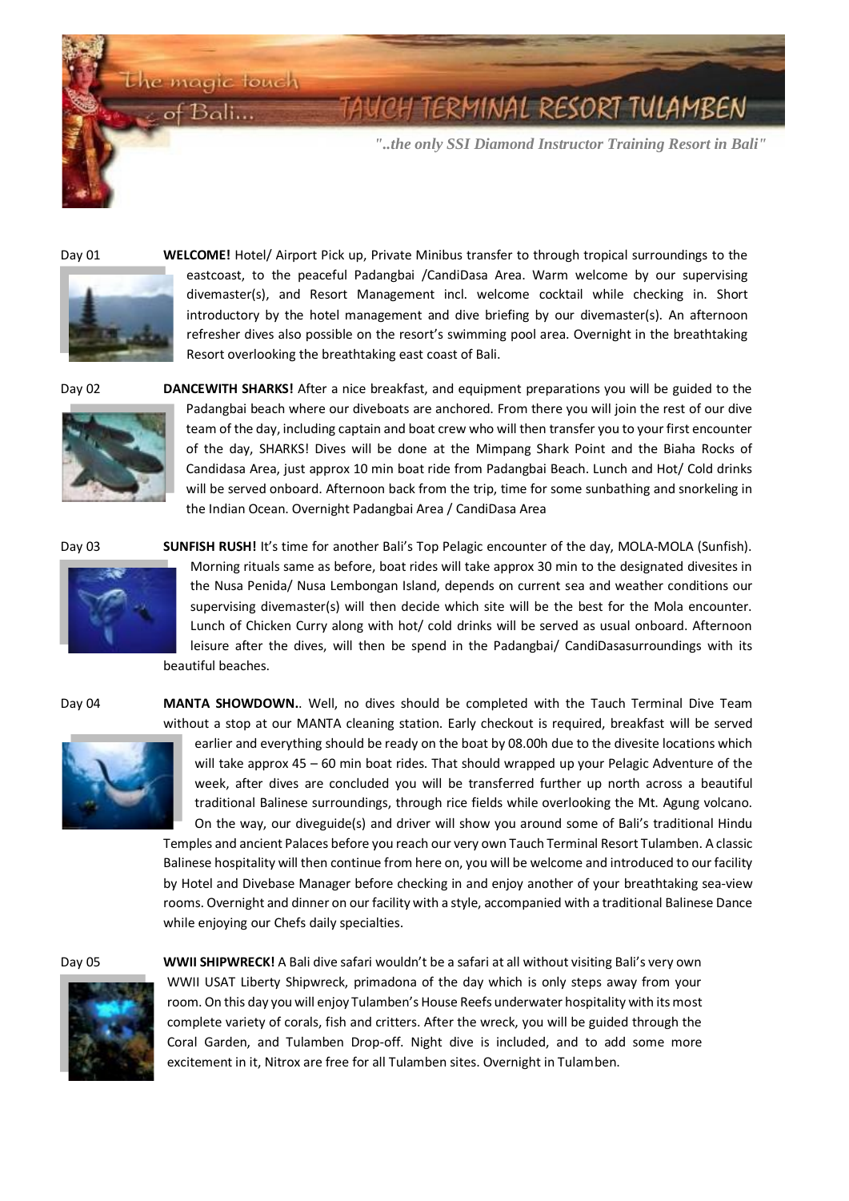The magic touch of Bali...

TAUCH TERMINAL RESORT TULAMBEN

*"..the only SSI Diamond Instructor Training Resort in Bali"*

Day 01

**WELCOME!** Hotel/ Airport Pick up, Private Minibus transfer to through tropical surroundings to the eastcoast, to the peaceful Padangbai /CandiDasa Area. Warm welcome by our supervising divemaster(s), and Resort Management incl. welcome cocktail while checking in. Short introductory by the hotel management and dive briefing by our divemaster(s). An afternoon refresher dives also possible on the resort's swimming pool area. Overnight in the breathtaking Resort overlooking the breathtaking east coast of Bali.

Day 02

**DANCEWITH SHARKS!** After a nice breakfast, and equipment preparations you will be guided to the Padangbai beach where our diveboats are anchored. From there you will join the rest of our dive team of the day, including captain and boat crew who will then transfer you to your first encounter of the day, SHARKS! Dives will be done at the Mimpang Shark Point and the Biaha Rocks of Candidasa Area, just approx 10 min boat ride from Padangbai Beach. Lunch and Hot/ Cold drinks will be served onboard. Afternoon back from the trip, time for some sunbathing and snorkeling in the Indian Ocean. Overnight Padangbai Area / CandiDasa Area

Day 03

**SUNFISH RUSH!** It's time for another Bali's Top Pelagic encounter of the day, MOLA-MOLA (Sunfish). Morning rituals same as before, boat rides will take approx 30 min to the designated divesites in the Nusa Penida/ Nusa Lembongan Island, depends on current sea and weather conditions our supervising divemaster(s) will then decide which site will be the best for the Mola encounter. Lunch of Chicken Curry along with hot/ cold drinks will be served as usual onboard. Afternoon leisure after the dives, will then be spend in the Padangbai/ CandiDasasurroundings with its beautiful beaches.

Day 04

**MANTA SHOWDOWN.**. Well, no dives should be completed with the Tauch Terminal Dive Team without a stop at our MANTA cleaning station. Early checkout is required, breakfast will be served earlier and everything should be ready on the boat by 08.00h due to the divesite locations which will take approx 45 – 60 min boat rides. That should wrapped up your Pelagic Adventure of the week, after dives are concluded you will be transferred further up north across a beautiful traditional Balinese surroundings, through rice fields while overlooking the Mt. Agung volcano. On the way, our diveguide(s) and driver will show you around some of Bali's traditional Hindu Temples and ancient Palaces before you reach our very own Tauch Terminal Resort Tulamben. A classic Balinese hospitality will then continue from here on, you will be welcome and introduced to our facility by Hotel and Divebase Manager before checking in and enjoy another of your breathtaking sea-view rooms. Overnight and dinner on our facility with a style, accompanied with a traditional Balinese Dance while enjoying our Chefs daily specialties.

Day 05

**WWII SHIPWRECK!** A Bali dive safari wouldn't be a safari at all without visiting Bali's very own WWII USAT Liberty Shipwreck, primadona of the day which is only steps away from your room. On this day you will enjoy Tulamben's House Reefs underwater hospitality with its most complete variety of corals, fish and critters. After the wreck, you will be guided through the Coral Garden, and Tulamben Drop-off. Night dive is included, and to add some more excitement in it, Nitrox are free for all Tulamben sites. Overnight in Tulamben.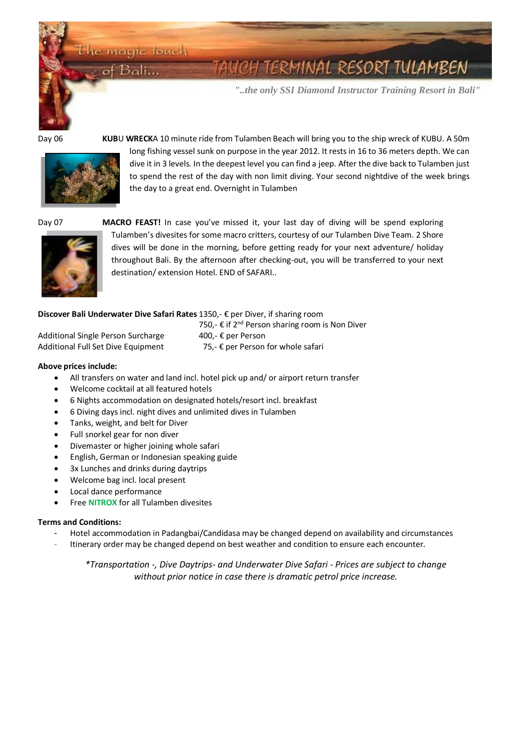Day 06 **KUBU WRECK** A 10 minute ride from Tulamben Beach will bring you to the ship wreck of KUBU. A 50m long fishing vessel sunk on purpose in the year 2012. It rests in 16 to 36 meters depth. We can dive it in 3 levels. In the deepest level you can find a jeep. After the dive back to Tulamben just to spend the rest of the day with non limit diving. Your second nightdive of the week brings the day to a great end. Overnight in Tulamben

Day 07 **MACRO FEAST!** In case you've missed it, your last day of diving will be spend exploring Tulamben's divesites for some macro critters, courtesy of our Tulamben Dive Team. 2 Shore dives will be done in the morning, before getting ready for your next adventure/ holiday throughout Bali. By the afternoon after checking-out, you will be transferred to your next destination/ extension Hotel. END of SAFARI..

| | |
|---|---|
| **Discover Bali Underwater Dive Safari Rates** | 1350,- € per Diver, if sharing room |
| | 750,- € if 2nd Person sharing room is Non Diver |
| Additional Single Person Surcharge | 400,- € per Person |
| Additional Full Set Dive Equipment | 75,- € per Person for whole safari |

**Above prices include:**

- All transfers on water and land incl. hotel pick up and/ or airport return transfer
- Welcome cocktail at all featured hotels
- 6 Nights accommodation on designated hotels/resort incl. breakfast
- 6 Diving days incl. night dives and unlimited dives in Tulamben
- Tanks, weight, and belt for Diver
- Full snorkel gear for non diver
- Divemaster or higher joining whole safari
- English, German or Indonesian speaking guide
- 3x Lunches and drinks during daytrips
- Welcome bag incl. local present
- Local dance performance
- Free **NITROX** for all Tulamben divesites

**Terms and Conditions:**

- Hotel accommodation in Padangbai/Candidasa may be changed depend on availability and circumstances
- Itinerary order may be changed depend on best weather and condition to ensure each encounter.

*\*Transportation -, Dive Daytrips- and Underwater Dive Safari - Prices are subject to change without prior notice in case there is dramatic petrol price increase.*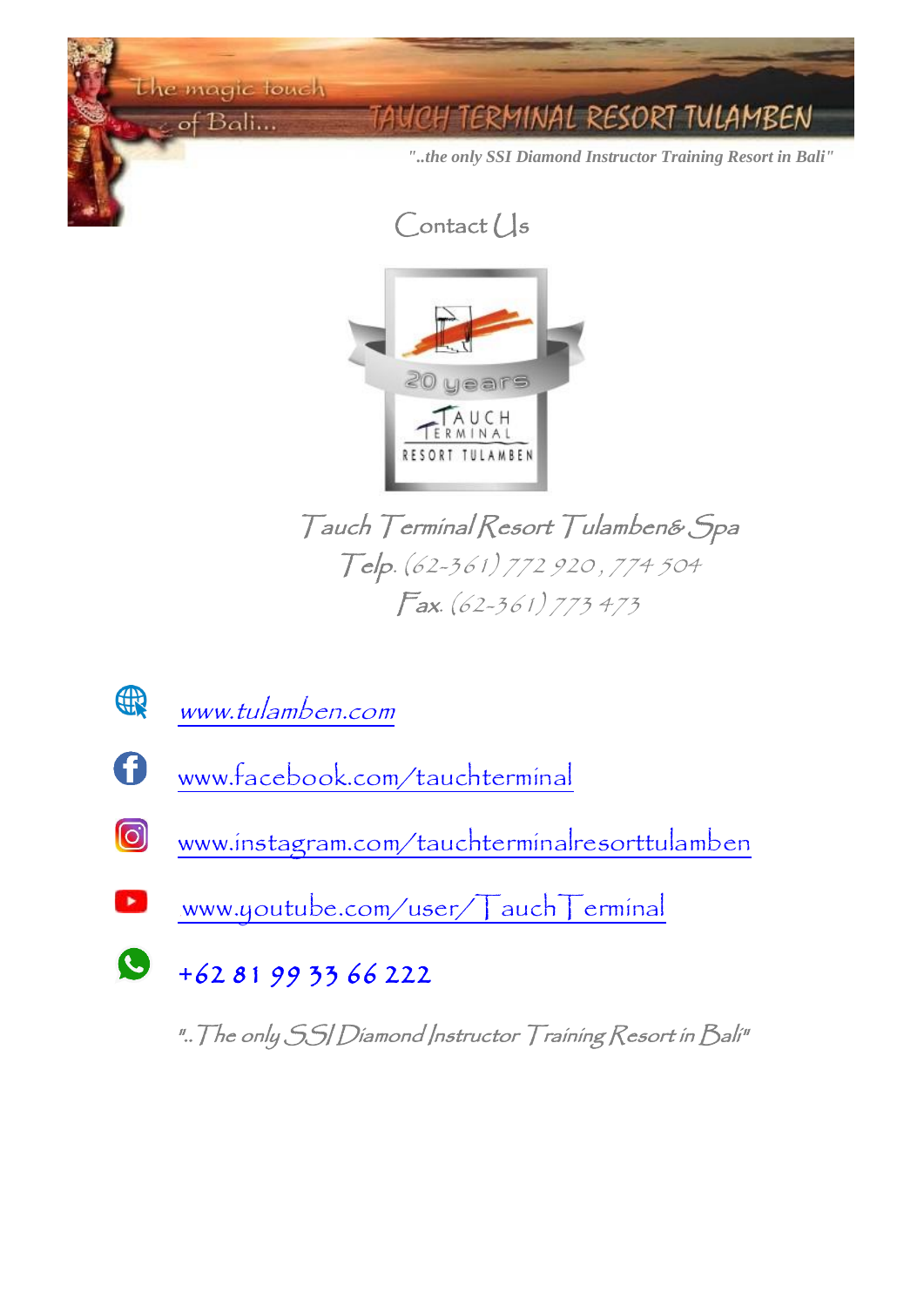# Contact Us

Tauch Terminal Resort Tulamben & Spa
Telp. (62-361) 772 920 , 774 504
Fax. (62-361) 773 473

www.tulamben.com

www.facebook.com/tauchterminal

www.instagram.com/tauchterminalresorttulamben

www.youtube.com/user/TauchTerminal

+62 81 99 33 66 222

"..The only SSI Diamond Instructor Training Resort in Bali"